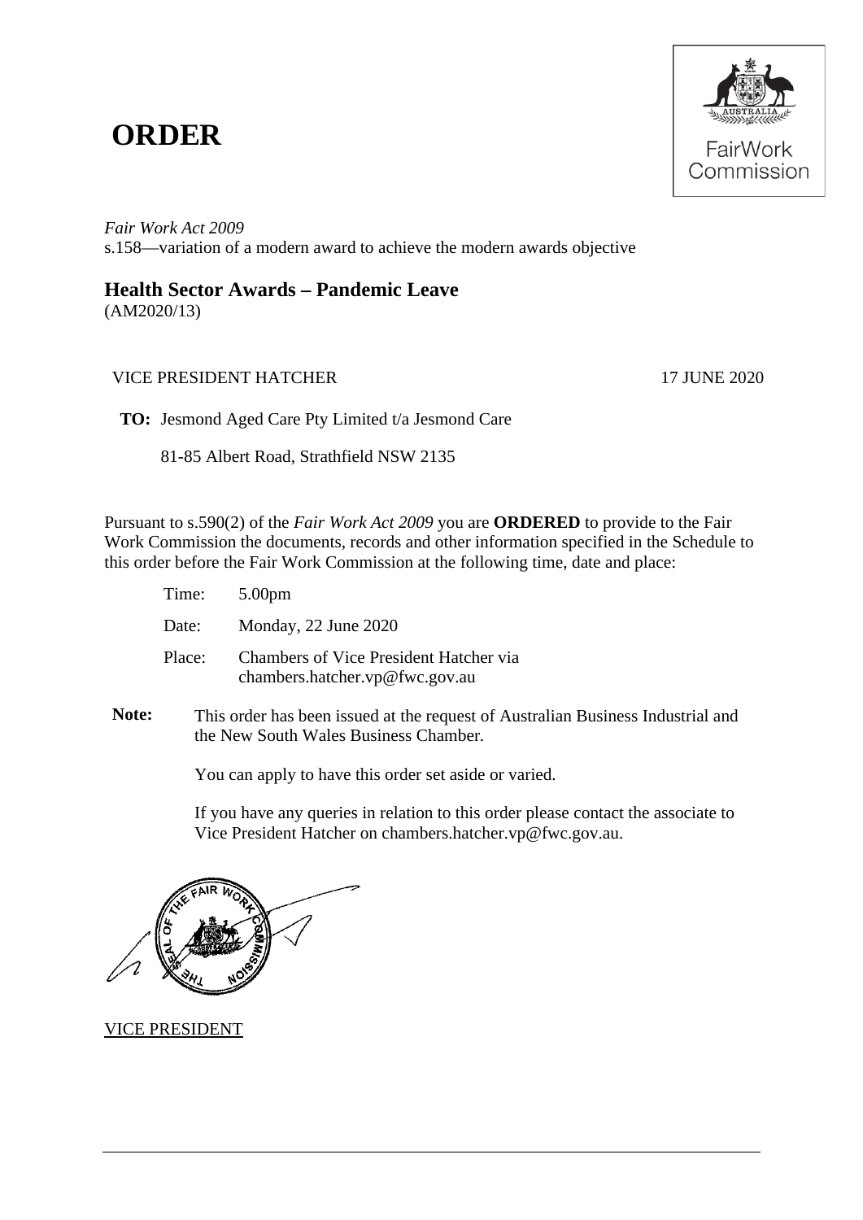# ORDER

*Fair Work Act 2009*
s.158—variation of a modern award to achieve the modern awards objective

## Health Sector Awards – Pandemic Leave

(AM2020/13)

VICE PRESIDENT HATCHER 17 JUNE 2020

**TO:** Jesmond Aged Care Pty Limited t/a Jesmond Care

81-85 Albert Road, Strathfield NSW 2135

Pursuant to s.590(2) of the *Fair Work Act 2009* you are **ORDERED** to provide to the Fair Work Commission the documents, records and other information specified in the Schedule to this order before the Fair Work Commission at the following time, date and place:

Time: 5.00pm

Date: Monday, 22 June 2020

Place: Chambers of Vice President Hatcher via chambers.hatcher.vp@fwc.gov.au

**Note:** This order has been issued at the request of Australian Business Industrial and the New South Wales Business Chamber.

You can apply to have this order set aside or varied.

If you have any queries in relation to this order please contact the associate to Vice President Hatcher on chambers.hatcher.vp@fwc.gov.au.

VICE PRESIDENT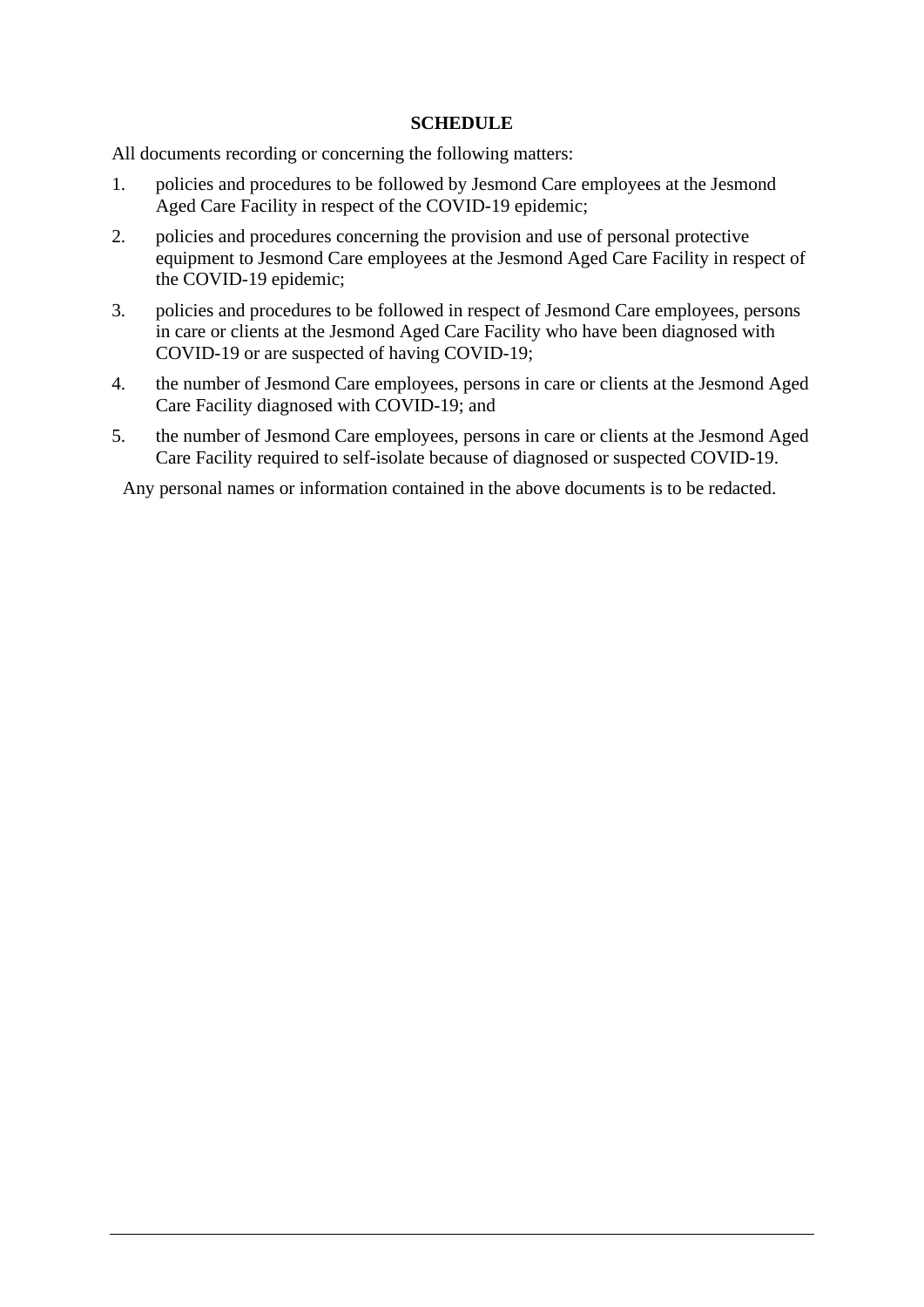**SCHEDULE**

All documents recording or concerning the following matters:

1. policies and procedures to be followed by Jesmond Care employees at the Jesmond Aged Care Facility in respect of the COVID-19 epidemic;
2. policies and procedures concerning the provision and use of personal protective equipment to Jesmond Care employees at the Jesmond Aged Care Facility in respect of the COVID-19 epidemic;
3. policies and procedures to be followed in respect of Jesmond Care employees, persons in care or clients at the Jesmond Aged Care Facility who have been diagnosed with COVID-19 or are suspected of having COVID-19;
4. the number of Jesmond Care employees, persons in care or clients at the Jesmond Aged Care Facility diagnosed with COVID-19; and
5. the number of Jesmond Care employees, persons in care or clients at the Jesmond Aged Care Facility required to self-isolate because of diagnosed or suspected COVID-19.

Any personal names or information contained in the above documents is to be redacted.